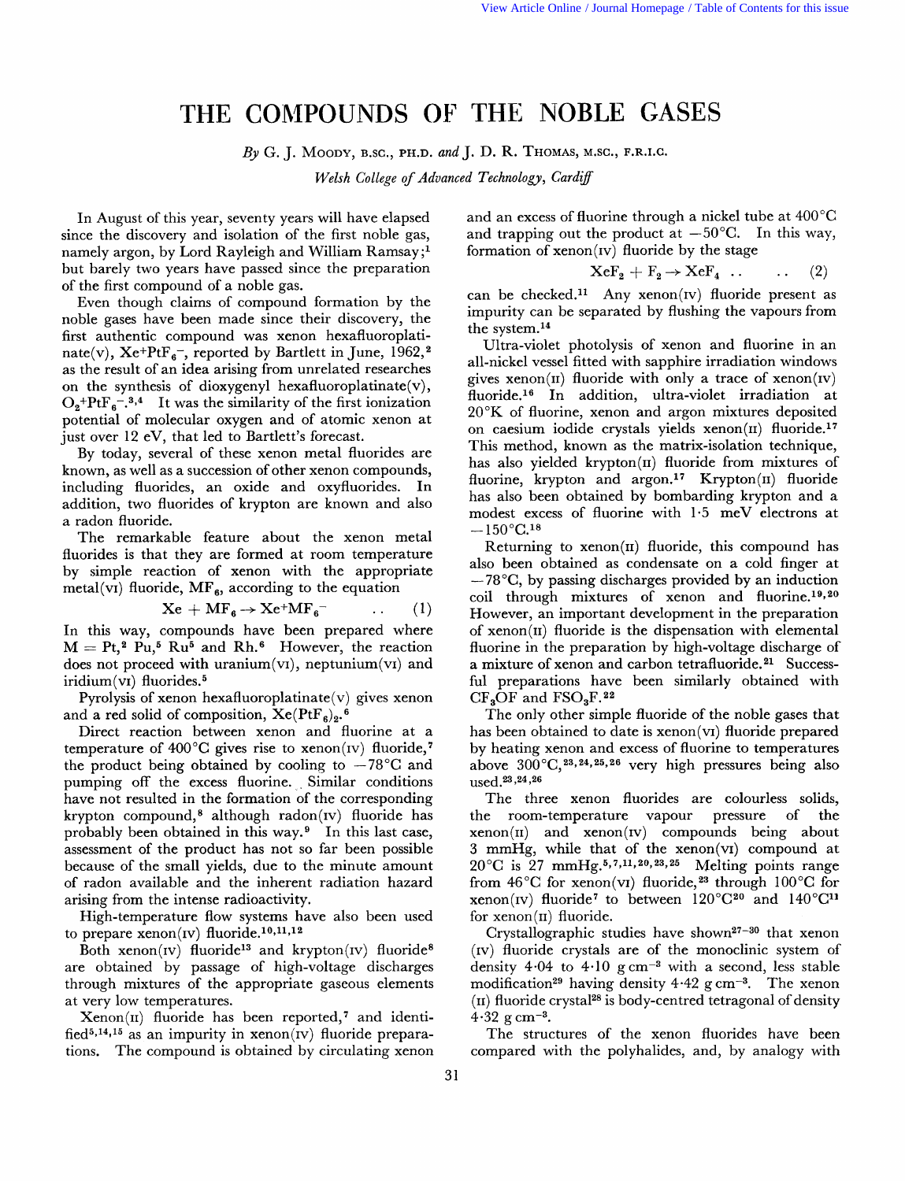# THE COMPOUNDS OF THE NOBLE GASES

*By* G. J. Moody, B.Sc., Ph.D. *and* J. D. R. Thomas, M.Sc., F.R.I.C.

*Welsh College of Advanced Technology, Cardiff*

In August of this year, seventy years will have elapsed since the discovery and isolation of the first noble gas, namely argon, by Lord Rayleigh and William Ramsay;[1] but barely two years have passed since the preparation of the first compound of a noble gas.

Even though claims of compound formation by the noble gases have been made since their discovery, the first authentic compound was xenon hexafluoroplatinate(v), $Xe^+PtF_6^-$, reported by Bartlett in June, 1962,[2] as the result of an idea arising from unrelated researches on the synthesis of dioxygenyl hexafluoroplatinate(v), $O_2^+PtF_6^-$.[3,4] It was the similarity of the first ionization potential of molecular oxygen and of atomic xenon at just over 12 eV, that led to Bartlett's forecast.

By today, several of these xenon metal fluorides are known, as well as a succession of other xenon compounds, including fluorides, an oxide and oxyfluorides. In addition, two fluorides of krypton are known and also a radon fluoride.

The remarkable feature about the xenon metal fluorides is that they are formed at room temperature by simple reaction of xenon with the appropriate metal(vi) fluoride, $MF_6$, according to the equation

$$Xe + MF_6 \rightarrow Xe^+MF_6^- \quad \quad (1)$$

In this way, compounds have been prepared where M = Pt,[2] Pu,[5] Ru[5] and Rh.[6] However, the reaction does not proceed with uranium(vi), neptunium(vi) and iridium(vi) fluorides.[5]

Pyrolysis of xenon hexafluoroplatinate(v) gives xenon and a red solid of composition, $Xe(PtF_6)_2$.[6]

Direct reaction between xenon and fluorine at a temperature of 400°C gives rise to xenon(iv) fluoride,[7] the product being obtained by cooling to −78°C and pumping off the excess fluorine. Similar conditions have not resulted in the formation of the corresponding krypton compound,[8] although radon(iv) fluoride has probably been obtained in this way.[9] In this last case, assessment of the product has not so far been possible because of the small yields, due to the minute amount of radon available and the inherent radiation hazard arising from the intense radioactivity.

High-temperature flow systems have also been used to prepare xenon(iv) fluoride.[10,11,12]

Both xenon(iv) fluoride[13] and krypton(iv) fluoride[8] are obtained by passage of high-voltage discharges through mixtures of the appropriate gaseous elements at very low temperatures.

Xenon(ii) fluoride has been reported,[7] and identified[5,14,15] as an impurity in xenon(iv) fluoride preparations. The compound is obtained by circulating xenon and an excess of fluorine through a nickel tube at 400°C and trapping out the product at −50°C. In this way, formation of xenon(iv) fluoride by the stage

$$XeF_2 + F_2 \rightarrow XeF_4 \quad \quad (2)$$

can be checked.[11] Any xenon(iv) fluoride present as impurity can be separated by flushing the vapours from the system.[14]

Ultra-violet photolysis of xenon and fluorine in an all-nickel vessel fitted with sapphire irradiation windows gives xenon(ii) fluoride with only a trace of xenon(iv) fluoride.[16] In addition, ultra-violet irradiation at 20°K of fluorine, xenon and argon mixtures deposited on caesium iodide crystals yields xenon(ii) fluoride.[17] This method, known as the matrix-isolation technique, has also yielded krypton(ii) fluoride from mixtures of fluorine, krypton and argon.[17] Krypton(ii) fluoride has also been obtained by bombarding krypton and a modest excess of fluorine with 1·5 meV electrons at −150°C.[18]

Returning to xenon(ii) fluoride, this compound has also been obtained as condensate on a cold finger at −78°C, by passing discharges provided by an induction coil through mixtures of xenon and fluorine.[19,20] However, an important development in the preparation of xenon(ii) fluoride is the dispensation with elemental fluorine in the preparation by high-voltage discharge of a mixture of xenon and carbon tetrafluoride.[21] Successful preparations have been similarly obtained with $CF_3OF$ and $FSO_3F$.[22]

The only other simple fluoride of the noble gases that has been obtained to date is xenon(vi) fluoride prepared by heating xenon and excess of fluorine to temperatures above 300°C,[23,24,25,26] very high pressures being also used.[23,24,26]

The three xenon fluorides are colourless solids, the room-temperature vapour pressure of the xenon(ii) and xenon(iv) compounds being about 3 mmHg, while that of the xenon(vi) compound at 20°C is 27 mmHg.[5,7,11,20,23,25] Melting points range from 46°C for xenon(vi) fluoride,[23] through 100°C for xenon(iv) fluoride[7] to between 120°C[20] and 140°C[11] for xenon(ii) fluoride.

Crystallographic studies have shown[27–30] that xenon (iv) fluoride crystals are of the monoclinic system of density 4·04 to 4·10 g cm$^{-3}$ with a second, less stable modification[29] having density 4·42 g cm$^{-3}$. The xenon (ii) fluoride crystal[28] is body-centred tetragonal of density 4·32 g cm$^{-3}$.

The structures of the xenon fluorides have been compared with the polyhalides, and, by analogy with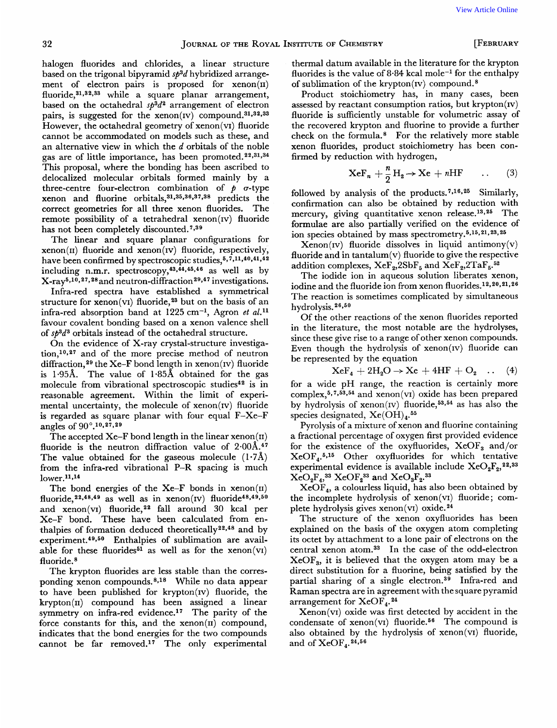halogen fluorides and chlorides, a linear structure based on the trigonal bipyramid $sp^3d$ hybridized arrangement of electron pairs is proposed for xenon(II) fluoride,[31,32,33] while a square planar arrangement, based on the octahedral $sp^3d^2$ arrangement of electron pairs, is suggested for the xenon(IV) compound.[31,32,33] However, the octahedral geometry of xenon(VI) fluoride cannot be accommodated on models such as these, and an alternative view in which the *d* orbitals of the noble gas are of little importance, has been promoted.[22,31,34] This proposal, where the bonding has been ascribed to delocalized molecular orbitals formed mainly by a three-centre four-electron combination of *p* σ-type xenon and fluorine orbitals,[31,35,36,37,38] predicts the correct geometries for all three xenon fluorides. The remote possibility of a tetrahedral xenon(IV) fluoride has not been completely discounted.[7,39]

The linear and square planar configurations for xenon(II) fluoride and xenon(IV) fluoride, respectively, have been confirmed by spectroscopic studies,[5,7,11,40,41,42] including n.m.r. spectroscopy,[43,44,45,46] as well as by X-ray[5,10,27,28] and neutron-diffraction[29,47] investigations.

Infra-red spectra have established a symmetrical structure for xenon(VI) fluoride,[23] but on the basis of an infra-red absorption band at 1225 cm$^{-1}$, Agron *et al.*[11] favour covalent bonding based on a xenon valence shell of $sp^3d^3$ orbitals instead of the octahedral structure.

On the evidence of X-ray crystal-structure investigation,[10,27] and of the more precise method of neutron diffraction,[29] the Xe–F bond length in xenon(IV) fluoride is 1·95Å. The value of 1·85Å obtained for the gas molecule from vibrational spectroscopic studies[42] is in reasonable agreement. Within the limit of experimental uncertainty, the molecule of xenon(IV) fluoride is regarded as square planar with four equal F–Xe–F angles of 90°.[10,27,29]

The accepted Xe–F bond length in the linear xenon(II) fluoride is the neutron diffraction value of 2·00Å.[47] The value obtained for the gaseous molecule (1·7Å) from the infra-red vibrational P–R spacing is much lower.[11,14]

The bond energies of the Xe–F bonds in xenon(II) fluoride,[22,48,49] as well as in xenon(IV) fluoride[48,49,50] and xenon(VI) fluoride,[22] fall around 30 kcal per Xe–F bond. These have been calculated from enthalpies of formation deduced theoretically[22,48] and by experiment.[49,50] Enthalpies of sublimation are available for these fluorides[51] as well as for the xenon(VI) fluoride.[8]

The krypton fluorides are less stable than the corresponding xenon compounds.[8,18] While no data appear to have been published for krypton(IV) fluoride, the krypton(II) compound has been assigned a linear symmetry on infra-red evidence.[17] The parity of the force constants for this, and the xenon(II) compound, indicates that the bond energies for the two compounds cannot be far removed.[17] The only experimental thermal datum available in the literature for the krypton fluorides is the value of 8·84 kcal mole$^{-1}$ for the enthalpy of sublimation of the krypton(IV) compound.[8]

Product stoichiometry has, in many cases, been assessed by reactant consumption ratios, but krypton(IV) fluoride is sufficiently unstable for volumetric assay of the recovered krypton and fluorine to provide a further check on the formula.[8] For the relatively more stable xenon fluorides, product stoichiometry has been confirmed by reduction with hydrogen,

$$XeF_n + \frac{n}{2}H_2 \rightarrow Xe + nHF \quad .. \quad (3)$$

followed by analysis of the products.[7,16,25] Similarly, confirmation can also be obtained by reduction with mercury, giving quantitative xenon release.[13,25] The formulae are also partially verified on the evidence of ion species obtained by mass spectrometry.[5,15,21,23,25]

Xenon(IV) fluoride dissolves in liquid antimony(V) fluoride and in tantalum(V) fluoride to give the respective addition complexes, $XeF_2,2SbF_5$ and $XeF_2,2TaF_5$.[52]

The iodide ion in aqueous solution liberates xenon, iodine and the fluoride ion from xenon fluorides.[12,20,21,26] The reaction is sometimes complicated by simultaneous hydrolysis.[26,50]

Of the other reactions of the xenon fluorides reported in the literature, the most notable are the hydrolyses, since these give rise to a range of other xenon compounds. Even though the hydrolysis of xenon(IV) fluoride can be represented by the equation

$$XeF_4 + 2H_2O \rightarrow Xe + 4HF + O_2 \quad .. \quad (4)$$

for a wide pH range, the reaction is certainly more complex,[5,7,53,54] and xenon(VI) oxide has been prepared by hydrolysis of xenon(IV) fluoride,[53,54] as has also the species designated, $Xe(OH)_4$.[55]

Pyrolysis of a mixture of xenon and fluorine containing a fractional percentage of oxygen first provided evidence for the existence of the oxyfluorides, $XeOF_3$ and/or $XeOF_4$.[5,15] Other oxyfluorides for which tentative experimental evidence is available include $XeO_2F_2$,[22,33] $XeO_2F_4$,[33] $XeOF_2$[33] and $XeO_3F_2$.[33]

$XeOF_4$, a colourless liquid, has also been obtained by the incomplete hydrolysis of xenon(VI) fluoride; complete hydrolysis gives xenon(VI) oxide.[24]

The structure of the xenon oxyfluorides has been explained on the basis of the oxygen atom completing its octet by attachment to a lone pair of electrons on the central xenon atom.[33] In the case of the odd-electron $XeOF_3$, it is believed that the oxygen atom may be a direct substitution for a fluorine, being satisfied by the partial sharing of a single electron.[39] Infra-red and Raman spectra are in agreement with the square pyramid arrangement for $XeOF_4$.[24]

Xenon(VI) oxide was first detected by accident in the condensate of xenon(VI) fluoride.[56] The compound is also obtained by the hydrolysis of xenon(VI) fluoride, and of $XeOF_4$.[24,56]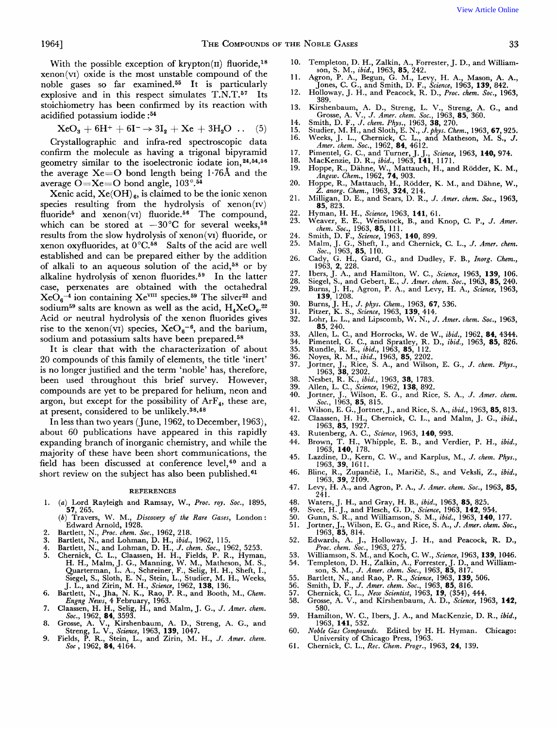With the possible exception of krypton(II) fluoride,[18] xenon(VI) oxide is the most unstable compound of the noble gases so far examined.[55] It is particularly explosive and in this respect simulates T.N.T.[57] Its stoichiometry has been confirmed by its reaction with acidified potassium iodide:[54]

$$XeO_3 + 6H^+ + 6I^- \rightarrow 3I_2 + Xe + 3H_2O \quad .. \quad (5)$$

Crystallographic and infra-red spectroscopic data confirm the molecule as having a trigonal bipyramid geometry similar to the isoelectronic iodate ion,[24,54,56] the average Xe=O bond length being 1·76Å and the average O=Xe=O bond angle, 103°.[54]

Xenic acid, $Xe(OH)_6$, is claimed to be the ionic xenon species resulting from the hydrolysis of xenon(IV) fluoride[5] and xenon(VI) fluoride.[56] The compound, which can be stored at −30°C for several weeks,[58] results from the slow hydrolysis of xenon(VI) fluoride, or xenon oxyfluorides, at 0°C.[58] Salts of the acid are well established and can be prepared either by the addition of alkali to an aqueous solution of the acid,[58] or by alkaline hydrolysis of xenon fluorides.[59] In the latter case, perxenates are obtained with the octahedral $XeO_6^{-4}$ ion containing $Xe^{VIII}$ species.[59] The silver[22] and sodium[59] salts are known as well as the acid, $H_4XeO_6$.[22] Acid or neutral hydrolysis of the xenon fluorides gives rise to the xenon(VI) species, $XeO_6^{-6}$, and the barium, sodium and potassium salts have been prepared.[58]

It is clear that with the characterization of about 20 compounds of this family of elements, the title 'inert' is no longer justified and the term 'noble' has, therefore, been used throughout this brief survey. However, compounds are yet to be prepared for helium, neon and argon, but except for the possibility of $ArF_4$, these are, at present, considered to be unlikely.[38,48]

In less than two years (June, 1962, to December, 1963), about 60 publications have appeared in this rapidly expanding branch of inorganic chemistry, and while the majority of these have been short communications, the field has been discussed at conference level,[60] and a short review on the subject has also been published.[61]

## REFERENCES

1. (*a*) Lord Rayleigh and Ramsay, W., *Proc. roy. Soc.*, 1895, **57**, 265.
   (*b*) Travers, W. M., *Discovery of the Rare Gases*, London: Edward Arnold, 1928.
2. Bartlett, N., *Proc. chem. Soc.*, 1962, 218.
3. Bartlett, N., and Lohman, D. H., *ibid.*, 1962, 115.
4. Bartlett, N., and Lohman, D. H., *J. chem. Soc.*, 1962, 5253.
5. Chernick, C. L., Claassen, H. H., Fields, P. R., Hyman, H. H., Malm, J. G., Manning, W. M., Matheson, M. S., Quarterman, L. A., Schreiner, F., Selig, H. H., Sheft, I., Siegel, S., Sloth, E. N., Stein, L., Studier, M. H., Weeks, J. L., and Zirin, M. H., *Science*, 1962, **138**, 136.
6. Bartlett, N., Jha, N. K., Rao, P. R., and Booth, M., *Chem. Engng News*, 4 February, 1963.
7. Claassen, H. H., Selig, H., and Malm, J. G., *J. Amer. chem. Soc.*, 1962, **84**, 3593.
8. Grosse, A. V., Kirshenbaum, A. D., Streng, A. G., and Streng, L. V., *Science*, 1963, **139**, 1047.
9. Fields, P. R., Stein, L., and Zirin, M. H., *J. Amer. chem. Soc*, 1962, **84**, 4164.
10. Templeton, D. H., Zalkin, A., Forrester, J. D., and Williamson, S. M., *ibid.*, 1963, **85**, 242.
11. Agron, P. A., Begun, G. M., Levy, H. A., Mason, A. A., Jones, C. G., and Smith, D. F., *Science*, 1963, **139**, 842.
12. Holloway, J. H., and Peacock, R. D., *Proc. chem. Soc.*, 1963, 389.
13. Kirshenbaum, A. D., Streng, L. V., Streng, A. G., and Grosse, A. V., *J. Amer. chem. Soc.*, 1963, **85**, 360.
14. Smith, D. F., *J. chem. Phys.*, 1963, **38**, 270.
15. Studier, M. H., and Sloth, E. N., *J. phys. Chem.*, 1963, **67**, 925.
16. Weeks, J. L., Chernick, C. L., and Matheson, M. S., *J. Amer. chem. Soc.*, 1962, **84**, 4612.
17. Pimentel, G. C., and Turner, J. J., *Science*, 1963, **140**, 974.
18. MacKenzie, D. R., *ibid.*, 1963, **141**, 1171.
19. Hoppe, R., Dähne, W., Mattauch, H., and Rödder, K. M., *Angew. Chem.*, 1962, **74**, 903.
20. Hoppe, R., Mattauch, H., Rödder, K. M., and Dähne, W., *Z. anorg. Chem.*, 1963, **324**, 214.
21. Milligan, D. E., and Sears, D. R., *J. Amer. chem. Soc.*, 1963, **85**, 823.
22. Hyman, H. H., *Science*, 1963, **141**, 61.
23. Weaver, E. E., Weinstock, B., and Knop, C. P., *J. Amer. chem. Soc.*, 1963, **85**, 111.
24. Smith, D. F., *Science*, 1963, **140**, 899.
25. Malm, J. G., Sheft, I., and Chernick, C. L., *J. Amer. chem. Soc.*, 1963, **85**, 110.
26. Cady, G. H., Gard, G., and Dudley, F. B., *Inorg. Chem.*, 1963, **2**, 228.
27. Ibers, J. A., and Hamilton, W. C., *Science*, 1963, **139**, 106.
28. Siegel, S., and Gebert, E., *J. Amer. chem. Soc.*, 1963, **85**, 240.
29. Burns, J. H., Agron, P. A., and Levy, H. A., *Science*, 1963, **139**, 1208.
30. Burns, J. H., *J. phys. Chem.*, 1963, **67**, 536.
31. Pitzer, K. S., *Science*, 1963, **139**, 414.
32. Lohr, L. L., and Lipscomb, W. N., *J. Amer. chem. Soc.*, 1963, **85**, 240.
33. Allen, L. C., and Horrocks, W. de W., *ibid.*, 1962, **84**, 4344.
34. Pimentel, G. C., and Spratley, R. D., *ibid.*, 1963, **85**, 826.
35. Rundle, R. E., *ibid.*, 1963, **85**, 112.
36. Noyes, R. M., *ibid.*, 1963, **85**, 2202.
37. Jortner, J., Rice, S. A., and Wilson, E. G., *J. chem. Phys.*, 1963, **38**, 2302.
38. Nesbet, R. K., *ibid.*, 1963, **38**, 1783.
39. Allen, L. C., *Science*, 1962, **138**, 892.
40. Jortner, J., Wilson, E. G., and Rice, S. A., *J. Amer. chem. Soc.*, 1963, **85**, 815.
41. Wilson, E. G., Jortner, J., and Rice, S. A., *ibid.*, 1963, **85**, 813.
42. Claassen, H. H., Chernick, C. L., and Malm, J. G., *ibid.*, 1963, **85**, 1927.
43. Rutenberg, A. C., *Science*, 1963, **140**, 993.
44. Brown, T. H., Whipple, E. B., and Verdier, P. H., *ibid.*, 1963, **140**, 178.
45. Lazdine, D., Kern, C. W., and Karplus, M., *J. chem. Phys.*, 1963, **39**, 1611.
46. Blinc, R., Zupančič, I., Maričič, S., and Veksli, Z., *ibid.*, 1963, **39**, 2109.
47. Levy, H. A., and Agron, P. A., *J. Amer. chem. Soc.*, 1963, **85**, 241.
48. Waters, J. H., and Gray, H. B., *ibid.*, 1963, **85**, 825.
49. Svec, H. J., and Flesch, G. D., *Science*, 1963, **142**, 954.
50. Gunn, S. R., and Williamson, S. M., *ibid.*, 1963, **140**, 177.
51. Jortner, J., Wilson, E. G., and Rice, S. A., *J. Amer. chem. Soc.*, 1963, **85**, 814.
52. Edwards, A. J., Holloway, J. H., and Peacock, R. D., *Proc. chem. Soc.*, 1963, 275.
53. Williamson, S. M., and Koch, C. W., *Science*, 1963, **139**, 1046.
54. Templeton, D. H., Zalkin, A., Forrester, J. D., and Williamson, S. M., *J. Amer. chem. Soc.*, 1963, **85**, 817.
55. Bartlett, N., and Rao, P. R., *Science*, 1963, **139**, 506.
56. Smith, D. F., *J. Amer. chem. Soc.*, 1963, **85**, 816.
57. Chernick, C. L., *New Scientist*, 1963, **19**, (354), 444.
58. Grosse, A. V., and Kirshenbaum, A. D., *Science*, 1963, **142**, 580.
59. Hamilton, W. C., Ibers, J. A., and MacKenzie, D. R., *ibid.*, 1963, **141**, 532.
60. *Noble Gas Compounds*. Edited by H. H. Hyman. Chicago: University of Chicago Press, 1963.
61. Chernick, C. L., *Rec. Chem. Progr.*, 1963, **24**, 139.